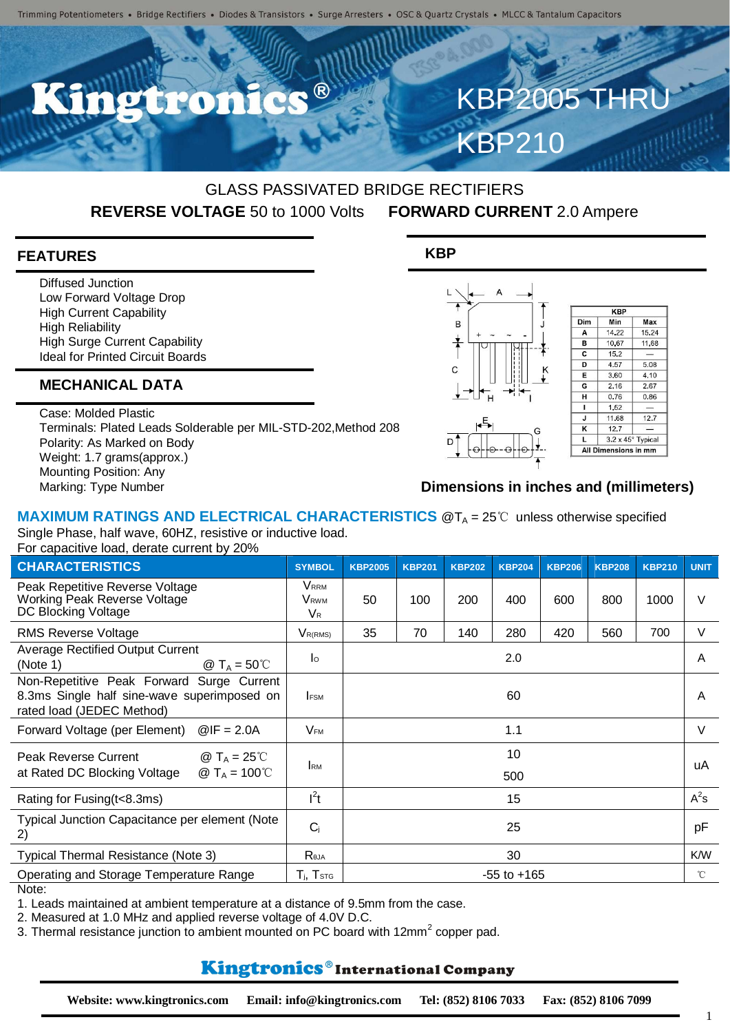# KBP2005 THRU KBP210

## GLASS PASSIVATED BRIDGE RECTIFIERS

**REVERSE VOLTAGE** 50 to 1000 Volts **FORWARD CURRENT** 2.0 Ampere

## FEATURES

- Diffused Junction
- Low Forward Voltage Drop
- High Current Capability
- High Reliability
- High Surge Current Capability
- Ideal for Printed Circuit Boards

## MECHANICAL DATA

- Case: Molded Plastic
- Terminals: Plated Leads Solderable per MIL-STD-202,Method 208
- Polarity: As Marked on Body
- Weight: 1.7 grams(approx.)
- Mounting Position: Any
- Marking: Type Number

## KBP

| Dim | Min | Max |
|---|---|---|
| A | 14.22 | 15.24 |
| B | 10.67 | 11.68 |
| C | 15.2 | — |
| D | 4.57 | 5.08 |
| E | 3.60 | 4.10 |
| G | 2.16 | 2.67 |
| H | 0.76 | 0.86 |
| I | 1.52 | — |
| J | 11.68 | 12.7 |
| K | 12.7 | — |
| L | 3.2 x 45° Typical | |

All Dimensions in mm

**Dimensions in inches and (millimeters)**

## MAXIMUM RATINGS AND ELECTRICAL CHARACTERISTICS @$T_A$ = 25℃ unless otherwise specified

Single Phase, half wave, 60HZ, resistive or inductive load.
For capacitive load, derate current by 20%

| CHARACTERISTICS | SYMBOL | KBP2005 | KBP201 | KBP202 | KBP204 | KBP206 | KBP208 | KBP210 | UNIT |
|---|---|---|---|---|---|---|---|---|---|
| Peak Repetitive Reverse Voltage<br>Working Peak Reverse Voltage<br>DC Blocking Voltage | $V_{RRM}$<br>$V_{RWM}$<br>$V_R$ | 50 | 100 | 200 | 400 | 600 | 800 | 1000 | V |
| RMS Reverse Voltage | $V_{R(RMS)}$ | 35 | 70 | 140 | 280 | 420 | 560 | 700 | V |
| Average Rectified Output Current (Note 1) @ $T_A$ = 50℃ | $I_O$ | 2.0 | | | | | | | A |
| Non-Repetitive Peak Forward Surge Current 8.3ms Single half sine-wave superimposed on rated load (JEDEC Method) | $I_{FSM}$ | 60 | | | | | | | A |
| Forward Voltage (per Element) @IF = 2.0A | $V_{FM}$ | 1.1 | | | | | | | V |
| Peak Reverse Current @ $T_A$ = 25℃<br>at Rated DC Blocking Voltage @ $T_A$ = 100℃ | $I_{RM}$ | 10<br>500 | | | | | | | uA |
| Rating for Fusing(t<8.3ms) | $I^2t$ | 15 | | | | | | | $A^2s$ |
| Typical Junction Capacitance per element (Note 2) | $C_j$ | 25 | | | | | | | pF |
| Typical Thermal Resistance (Note 3) | $R_{\theta JA}$ | 30 | | | | | | | K/W |
| Operating and Storage Temperature Range | $T_j$, $T_{STG}$ | -55 to +165 | | | | | | | ℃ |

Note:

1. Leads maintained at ambient temperature at a distance of 9.5mm from the case.
2. Measured at 1.0 MHz and applied reverse voltage of 4.0V D.C.
3. Thermal resistance junction to ambient mounted on PC board with 12mm$^2$ copper pad.

**Kingtronics® International Company**

**Website: www.kingtronics.com Email: info@kingtronics.com Tel: (852) 8106 7033 Fax: (852) 8106 7099**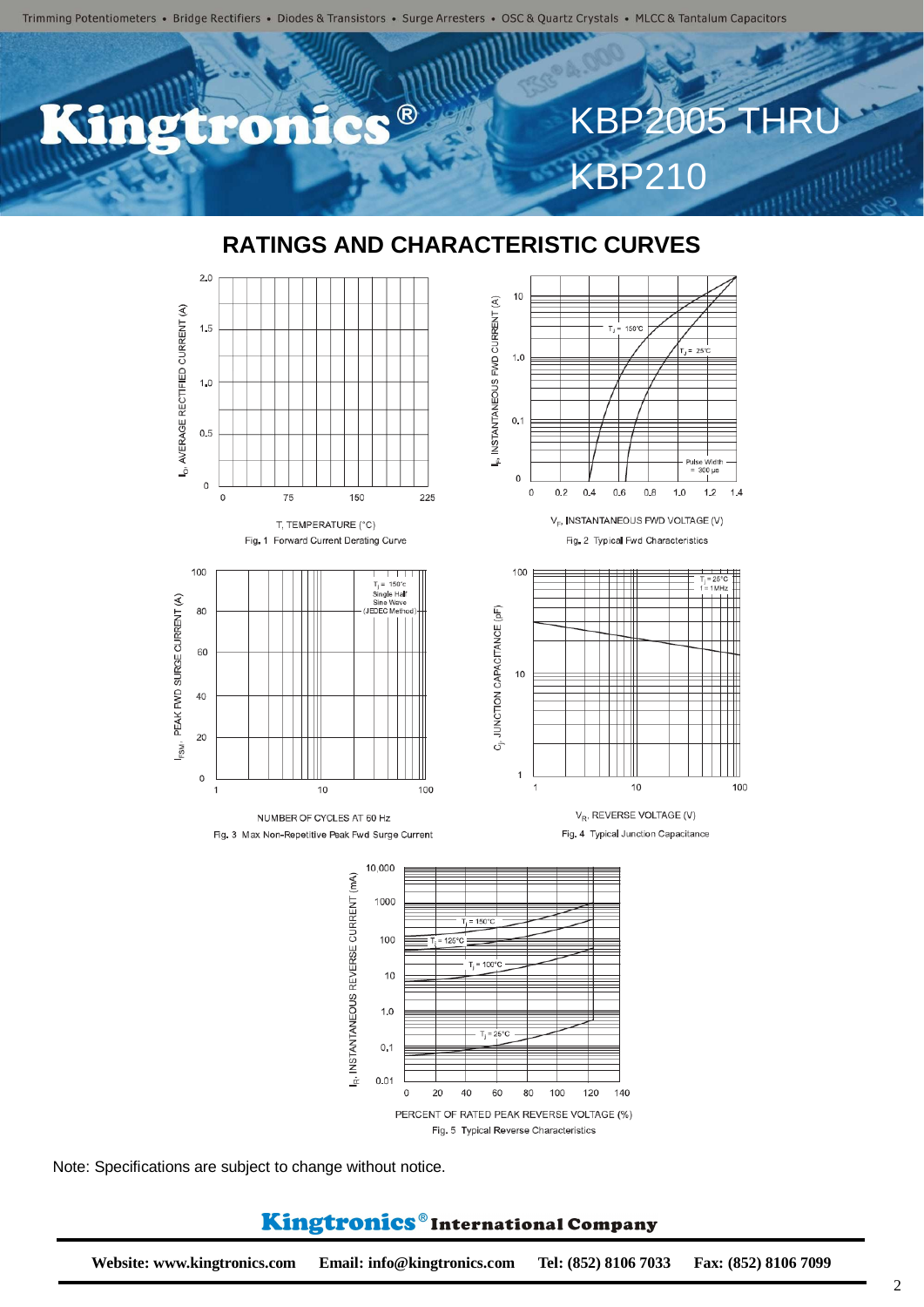Trimming Potentiometers • Bridge Rectifiers • Diodes & Transistors • Surge Arresters • OSC & Quartz Crystals • MLCC & Tantalum Capacitors

# Kingtronics®

# KBP2005 THRU KBP210

## RATINGS AND CHARACTERISTIC CURVES

$I_O$, AVERAGE RECTIFIED CURRENT (A)

2.0
1.5
1.0
0.5
0

0
75
150
225

T, TEMPERATURE (°C)

Fig. 1 Forward Current Derating Curve

$I_F$, INSTANTANEOUS FWD CURRENT (A)

10
1.0
0.1
0

$T_J$ = 150°C

$T_J$ = 25°C

Pulse Width = 300 μs

0
0.2
0.4
0.6
0.8
1.0
1.2
1.4

$V_F$, INSTANTANEOUS FWD VOLTAGE (V)

Fig. 2 Typical Fwd Characteristics

$I_{FSM}$, PEAK FWD SURGE CURRENT (A)

100
80
60
40
20
0

$T_j$ = 150°c
Single Half Sine Wave
(JEDEC Method)

1
10
100

NUMBER OF CYCLES AT 60 Hz

Fig. 3 Max Non-Repetitive Peak Fwd Surge Current

$C_j$, JUNCTION CAPACITANCE (pF)

100
10
1

$T_j$ = 25°C
f = 1 MHz

1
10
100

$V_R$, REVERSE VOLTAGE (V)

Fig. 4 Typical Junction Capacitance

$I_R$, INSTANTANEOUS REVERSE CURRENT (mA)

10,000
1000
100
10
1.0
0.1
0.01

$T_j$ = 150°C

$T_j$ = 125°C

$T_j$ = 100°C

$T_j$ = 25°C

0
20
40
60
80
100
120
140

PERCENT OF RATED PEAK REVERSE VOLTAGE (%)

Fig. 5 Typical Reverse Characteristics

Note: Specifications are subject to change without notice.

**Kingtronics® International Company**

**Website: www.kingtronics.com Email: info@kingtronics.com Tel: (852) 8106 7033 Fax: (852) 8106 7099**